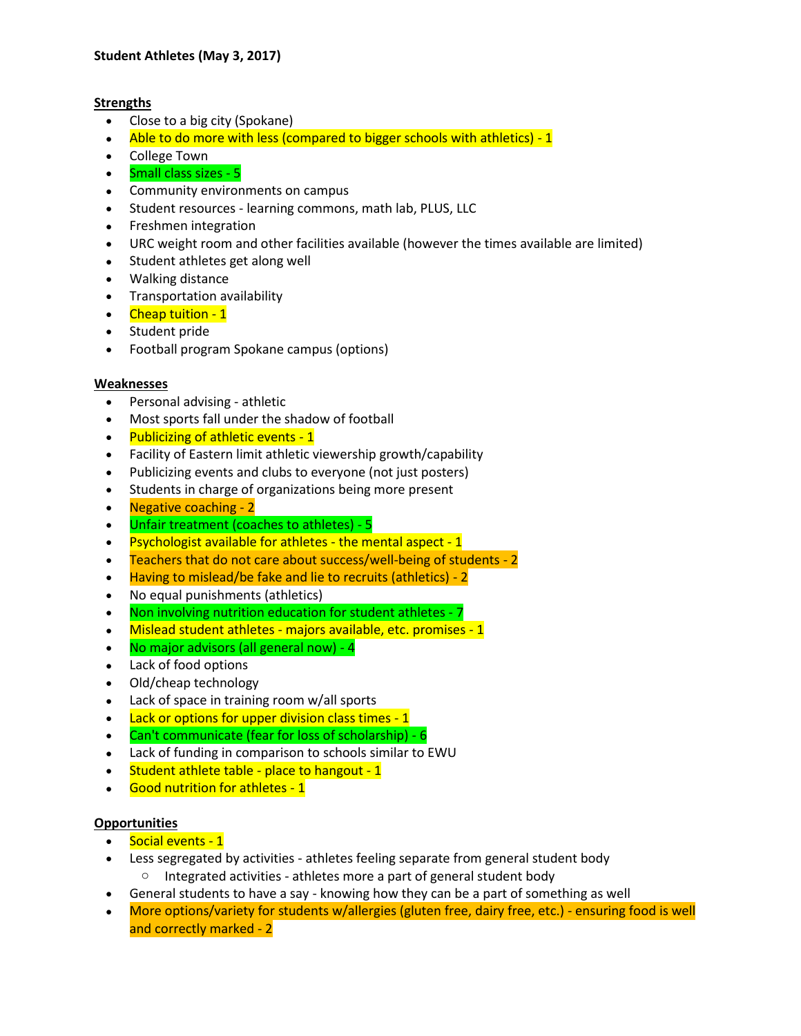**Student Athletes (May 3, 2017)**

**Strengths**

- Close to a big city (Spokane)
- Able to do more with less (compared to bigger schools with athletics) - 1
- College Town
- Small class sizes - 5
- Community environments on campus
- Student resources - learning commons, math lab, PLUS, LLC
- Freshmen integration
- URC weight room and other facilities available (however the times available are limited)
- Student athletes get along well
- Walking distance
- Transportation availability
- Cheap tuition - 1
- Student pride
- Football program Spokane campus (options)

**Weaknesses**

- Personal advising - athletic
- Most sports fall under the shadow of football
- Publicizing of athletic events - 1
- Facility of Eastern limit athletic viewership growth/capability
- Publicizing events and clubs to everyone (not just posters)
- Students in charge of organizations being more present
- Negative coaching - 2
- Unfair treatment (coaches to athletes) - 5
- Psychologist available for athletes - the mental aspect - 1
- Teachers that do not care about success/well-being of students - 2
- Having to mislead/be fake and lie to recruits (athletics) - 2
- No equal punishments (athletics)
- Non involving nutrition education for student athletes - 7
- Mislead student athletes - majors available, etc. promises - 1
- No major advisors (all general now) - 4
- Lack of food options
- Old/cheap technology
- Lack of space in training room w/all sports
- Lack or options for upper division class times - 1
- Can't communicate (fear for loss of scholarship) - 6
- Lack of funding in comparison to schools similar to EWU
- Student athlete table - place to hangout - 1
- Good nutrition for athletes - 1

**Opportunities**

- Social events - 1
- Less segregated by activities - athletes feeling separate from general student body
  - Integrated activities - athletes more a part of general student body
- General students to have a say - knowing how they can be a part of something as well
- More options/variety for students w/allergies (gluten free, dairy free, etc.) - ensuring food is well and correctly marked - 2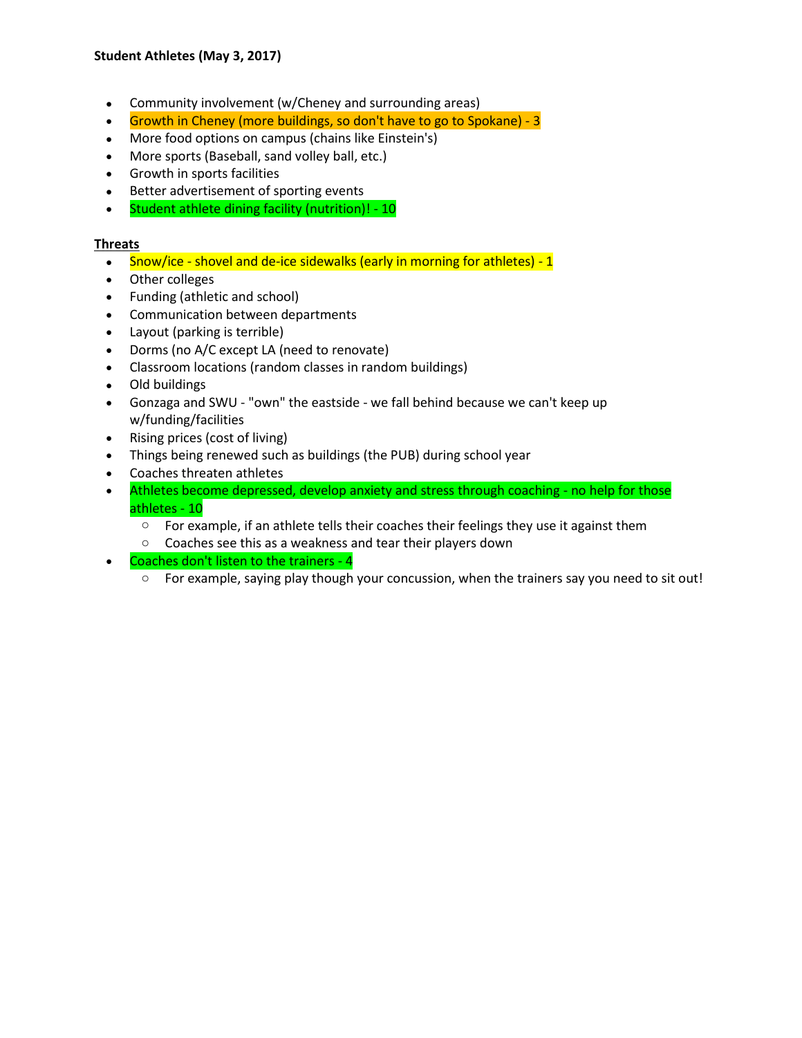**Student Athletes (May 3, 2017)**

- Community involvement (w/Cheney and surrounding areas)
- Growth in Cheney (more buildings, so don't have to go to Spokane) - 3
- More food options on campus (chains like Einstein's)
- More sports (Baseball, sand volley ball, etc.)
- Growth in sports facilities
- Better advertisement of sporting events
- Student athlete dining facility (nutrition)! - 10

<u>**Threats**</u>

- Snow/ice - shovel and de-ice sidewalks (early in morning for athletes) - 1
- Other colleges
- Funding (athletic and school)
- Communication between departments
- Layout (parking is terrible)
- Dorms (no A/C except LA (need to renovate)
- Classroom locations (random classes in random buildings)
- Old buildings
- Gonzaga and SWU - "own" the eastside - we fall behind because we can't keep up w/funding/facilities
- Rising prices (cost of living)
- Things being renewed such as buildings (the PUB) during school year
- Coaches threaten athletes
- Athletes become depressed, develop anxiety and stress through coaching - no help for those athletes - 10
  - For example, if an athlete tells their coaches their feelings they use it against them
  - Coaches see this as a weakness and tear their players down
- Coaches don't listen to the trainers - 4
  - For example, saying play though your concussion, when the trainers say you need to sit out!